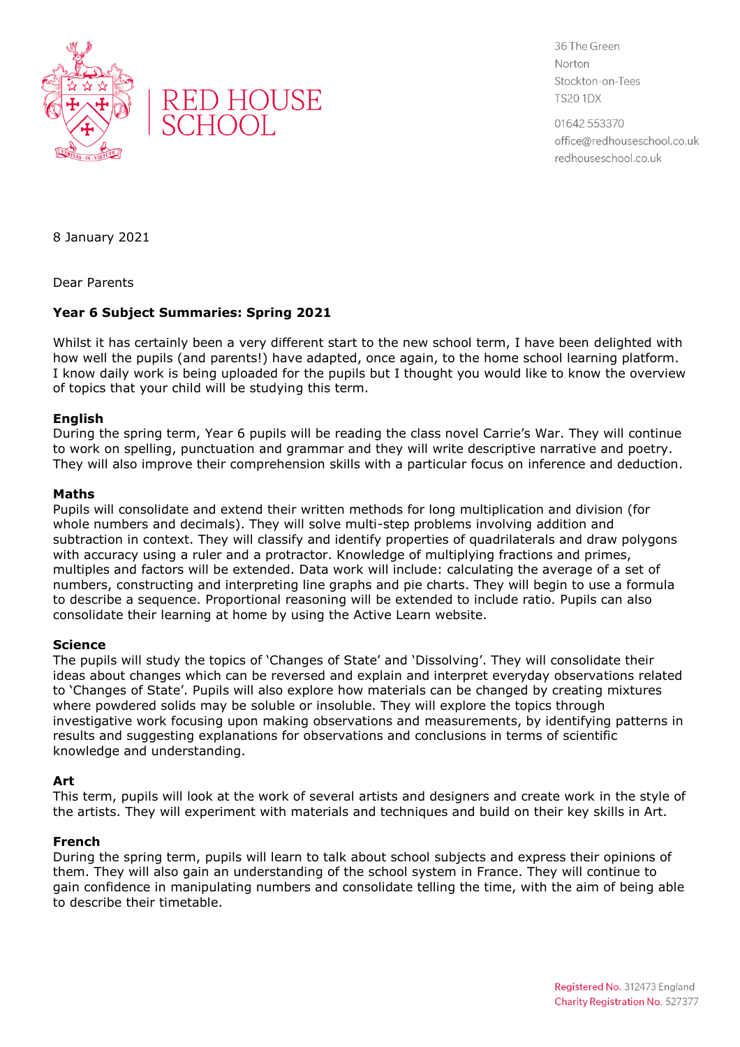RED HOUSE SCHOOL

36 The Green
Norton
Stockton-on-Tees
TS20 1DX

01642 553370
office@redhouseschool.co.uk
redhouseschool.co.uk

8 January 2021

Dear Parents

**Year 6 Subject Summaries: Spring 2021**

Whilst it has certainly been a very different start to the new school term, I have been delighted with how well the pupils (and parents!) have adapted, once again, to the home school learning platform. I know daily work is being uploaded for the pupils but I thought you would like to know the overview of topics that your child will be studying this term.

**English**
During the spring term, Year 6 pupils will be reading the class novel Carrie's War. They will continue to work on spelling, punctuation and grammar and they will write descriptive narrative and poetry. They will also improve their comprehension skills with a particular focus on inference and deduction.

**Maths**
Pupils will consolidate and extend their written methods for long multiplication and division (for whole numbers and decimals). They will solve multi-step problems involving addition and subtraction in context. They will classify and identify properties of quadrilaterals and draw polygons with accuracy using a ruler and a protractor. Knowledge of multiplying fractions and primes, multiples and factors will be extended. Data work will include: calculating the average of a set of numbers, constructing and interpreting line graphs and pie charts. They will begin to use a formula to describe a sequence. Proportional reasoning will be extended to include ratio. Pupils can also consolidate their learning at home by using the Active Learn website.

**Science**
The pupils will study the topics of 'Changes of State' and 'Dissolving'. They will consolidate their ideas about changes which can be reversed and explain and interpret everyday observations related to 'Changes of State'. Pupils will also explore how materials can be changed by creating mixtures where powdered solids may be soluble or insoluble. They will explore the topics through investigative work focusing upon making observations and measurements, by identifying patterns in results and suggesting explanations for observations and conclusions in terms of scientific knowledge and understanding.

**Art**
This term, pupils will look at the work of several artists and designers and create work in the style of the artists. They will experiment with materials and techniques and build on their key skills in Art.

**French**
During the spring term, pupils will learn to talk about school subjects and express their opinions of them. They will also gain an understanding of the school system in France. They will continue to gain confidence in manipulating numbers and consolidate telling the time, with the aim of being able to describe their timetable.

Registered No. 312473 England
Charity Registration No. 527377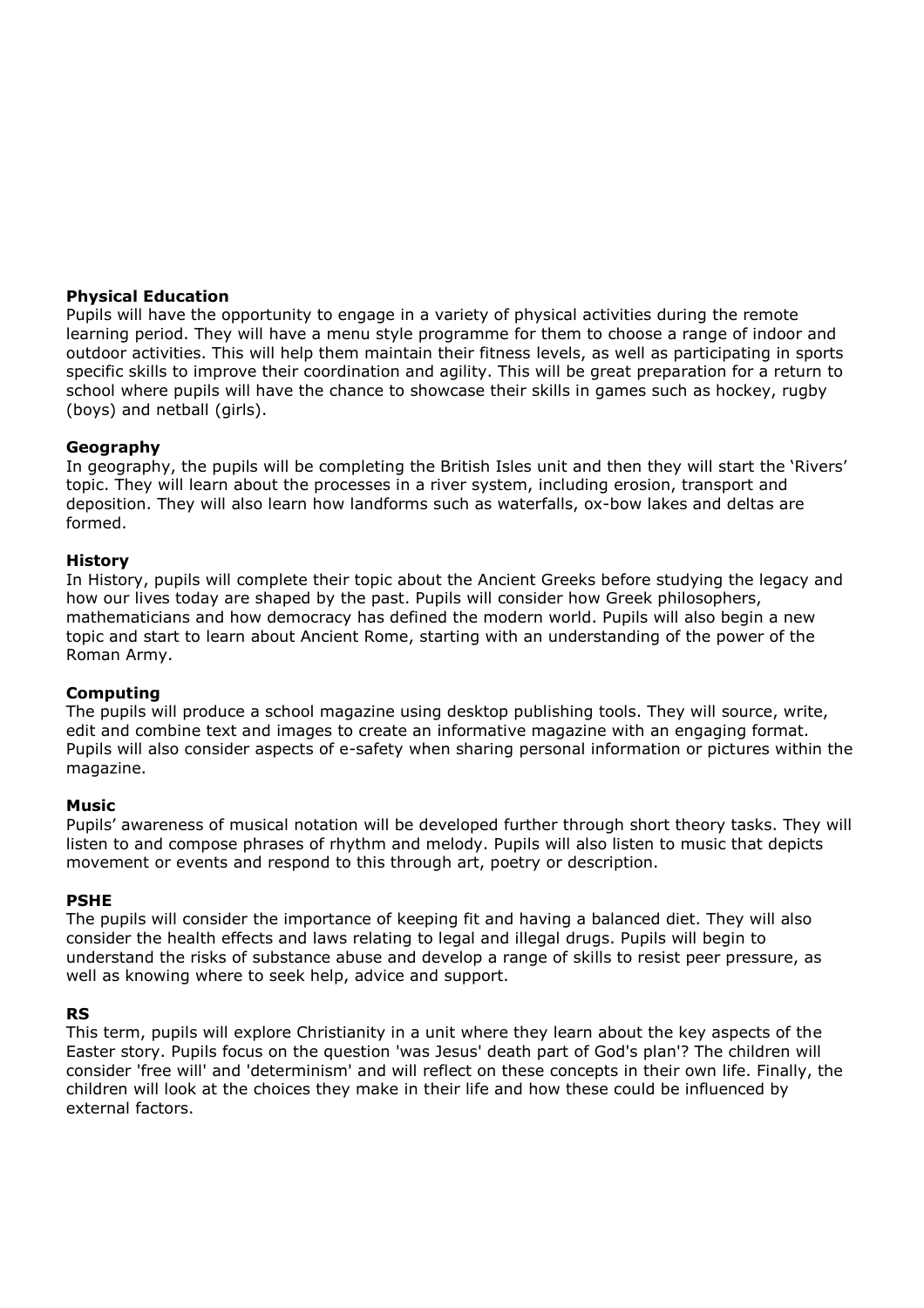**Physical Education**

Pupils will have the opportunity to engage in a variety of physical activities during the remote learning period. They will have a menu style programme for them to choose a range of indoor and outdoor activities. This will help them maintain their fitness levels, as well as participating in sports specific skills to improve their coordination and agility. This will be great preparation for a return to school where pupils will have the chance to showcase their skills in games such as hockey, rugby (boys) and netball (girls).

**Geography**

In geography, the pupils will be completing the British Isles unit and then they will start the 'Rivers' topic. They will learn about the processes in a river system, including erosion, transport and deposition. They will also learn how landforms such as waterfalls, ox-bow lakes and deltas are formed.

**History**

In History, pupils will complete their topic about the Ancient Greeks before studying the legacy and how our lives today are shaped by the past. Pupils will consider how Greek philosophers, mathematicians and how democracy has defined the modern world. Pupils will also begin a new topic and start to learn about Ancient Rome, starting with an understanding of the power of the Roman Army.

**Computing**

The pupils will produce a school magazine using desktop publishing tools. They will source, write, edit and combine text and images to create an informative magazine with an engaging format. Pupils will also consider aspects of e-safety when sharing personal information or pictures within the magazine.

**Music**

Pupils' awareness of musical notation will be developed further through short theory tasks. They will listen to and compose phrases of rhythm and melody. Pupils will also listen to music that depicts movement or events and respond to this through art, poetry or description.

**PSHE**

The pupils will consider the importance of keeping fit and having a balanced diet. They will also consider the health effects and laws relating to legal and illegal drugs. Pupils will begin to understand the risks of substance abuse and develop a range of skills to resist peer pressure, as well as knowing where to seek help, advice and support.

**RS**

This term, pupils will explore Christianity in a unit where they learn about the key aspects of the Easter story. Pupils focus on the question 'was Jesus' death part of God's plan'? The children will consider 'free will' and 'determinism' and will reflect on these concepts in their own life. Finally, the children will look at the choices they make in their life and how these could be influenced by external factors.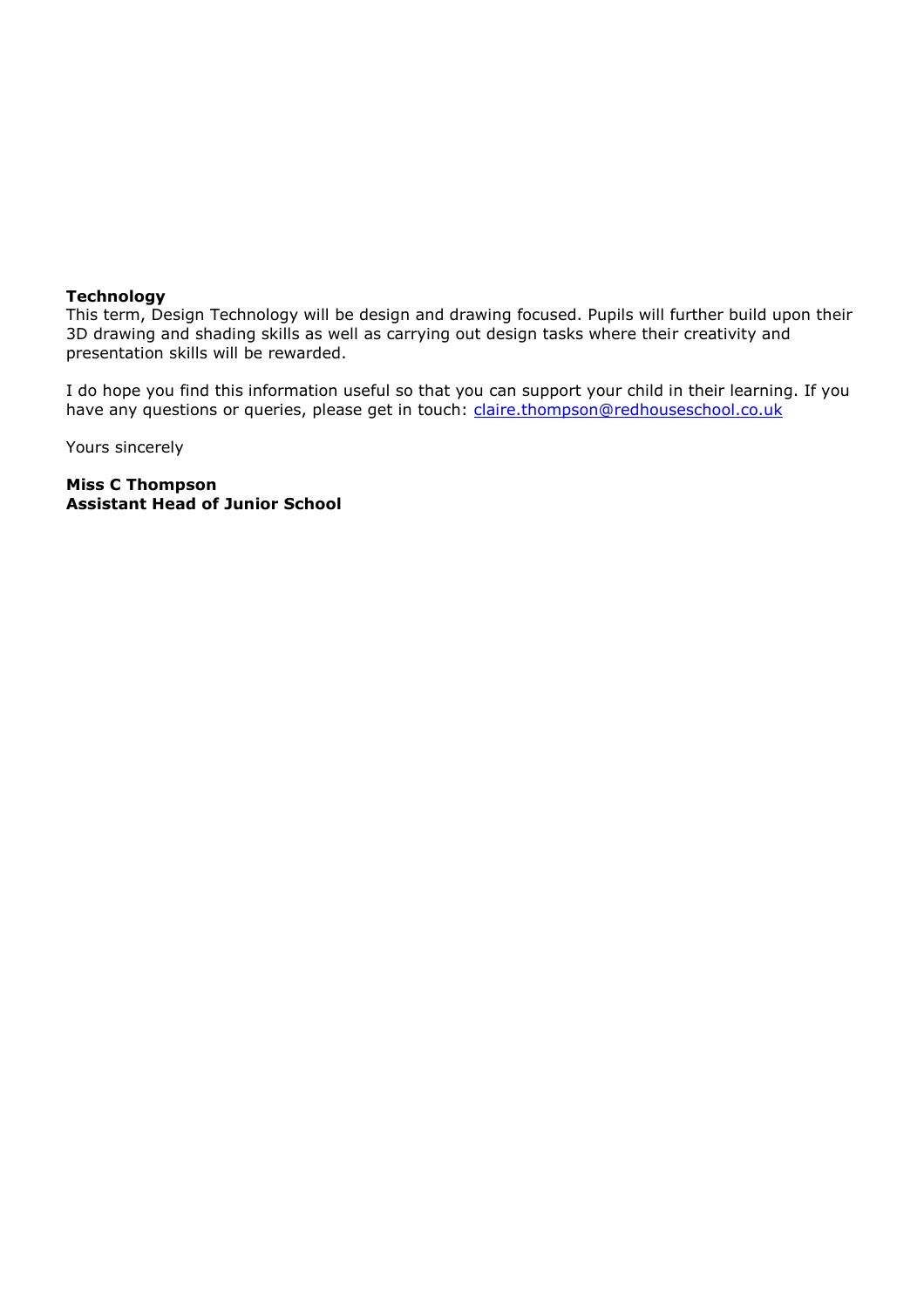**Technology**
This term, Design Technology will be design and drawing focused. Pupils will further build upon their 3D drawing and shading skills as well as carrying out design tasks where their creativity and presentation skills will be rewarded.

I do hope you find this information useful so that you can support your child in their learning. If you have any questions or queries, please get in touch: claire.thompson@redhouseschool.co.uk

Yours sincerely

**Miss C Thompson**
**Assistant Head of Junior School**